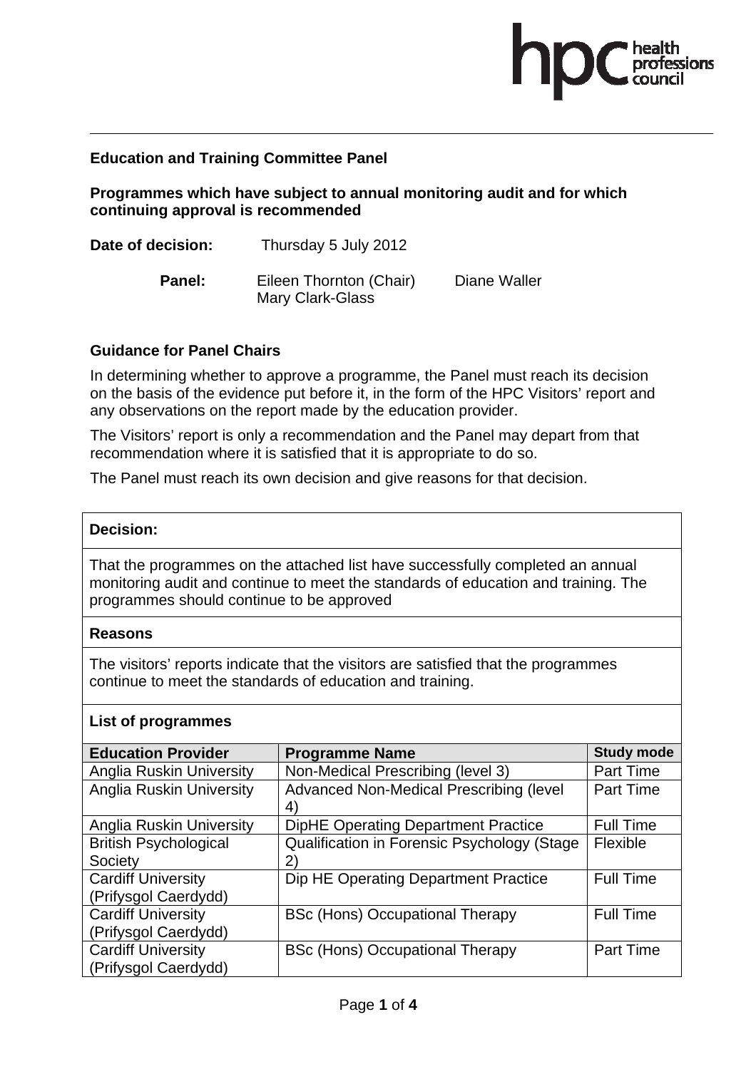## Education and Training Committee Panel

**Programmes which have subject to annual monitoring audit and for which continuing approval is recommended**

**Date of decision:** Thursday 5 July 2012

**Panel:** Eileen Thornton (Chair), Diane Waller, Mary Clark-Glass

### Guidance for Panel Chairs

In determining whether to approve a programme, the Panel must reach its decision on the basis of the evidence put before it, in the form of the HPC Visitors' report and any observations on the report made by the education provider.

The Visitors' report is only a recommendation and the Panel may depart from that recommendation where it is satisfied that it is appropriate to do so.

The Panel must reach its own decision and give reasons for that decision.

**Decision:**

That the programmes on the attached list have successfully completed an annual monitoring audit and continue to meet the standards of education and training. The programmes should continue to be approved

**Reasons**

The visitors' reports indicate that the visitors are satisfied that the programmes continue to meet the standards of education and training.

**List of programmes**

| Education Provider | Programme Name | Study mode |
|---|---|---|
| Anglia Ruskin University | Non-Medical Prescribing (level 3) | Part Time |
| Anglia Ruskin University | Advanced Non-Medical Prescribing (level 4) | Part Time |
| Anglia Ruskin University | DipHE Operating Department Practice | Full Time |
| British Psychological Society | Qualification in Forensic Psychology (Stage 2) | Flexible |
| Cardiff University (Prifysgol Caerdydd) | Dip HE Operating Department Practice | Full Time |
| Cardiff University (Prifysgol Caerdydd) | BSc (Hons) Occupational Therapy | Full Time |
| Cardiff University (Prifysgol Caerdydd) | BSc (Hons) Occupational Therapy | Part Time |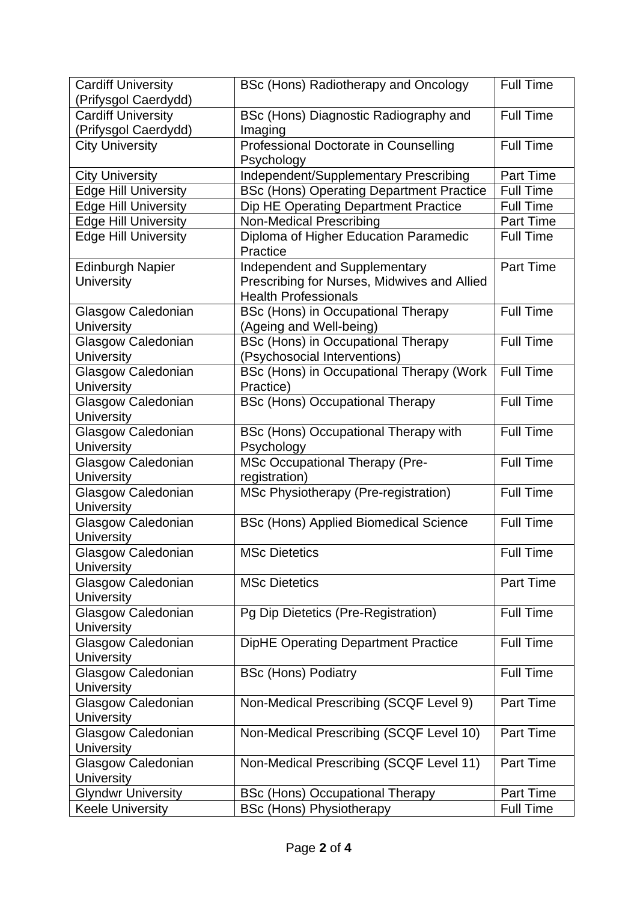| Cardiff University (Prifysgol Caerdydd) | BSc (Hons) Radiotherapy and Oncology | Full Time |
|---|---|---|
| Cardiff University (Prifysgol Caerdydd) | BSc (Hons) Diagnostic Radiography and Imaging | Full Time |
| City University | Professional Doctorate in Counselling Psychology | Full Time |
| City University | Independent/Supplementary Prescribing | Part Time |
| Edge Hill University | BSc (Hons) Operating Department Practice | Full Time |
| Edge Hill University | Dip HE Operating Department Practice | Full Time |
| Edge Hill University | Non-Medical Prescribing | Part Time |
| Edge Hill University | Diploma of Higher Education Paramedic Practice | Full Time |
| Edinburgh Napier University | Independent and Supplementary Prescribing for Nurses, Midwives and Allied Health Professionals | Part Time |
| Glasgow Caledonian University | BSc (Hons) in Occupational Therapy (Ageing and Well-being) | Full Time |
| Glasgow Caledonian University | BSc (Hons) in Occupational Therapy (Psychosocial Interventions) | Full Time |
| Glasgow Caledonian University | BSc (Hons) in Occupational Therapy (Work Practice) | Full Time |
| Glasgow Caledonian University | BSc (Hons) Occupational Therapy | Full Time |
| Glasgow Caledonian University | BSc (Hons) Occupational Therapy with Psychology | Full Time |
| Glasgow Caledonian University | MSc Occupational Therapy (Pre-registration) | Full Time |
| Glasgow Caledonian University | MSc Physiotherapy (Pre-registration) | Full Time |
| Glasgow Caledonian University | BSc (Hons) Applied Biomedical Science | Full Time |
| Glasgow Caledonian University | MSc Dietetics | Full Time |
| Glasgow Caledonian University | MSc Dietetics | Part Time |
| Glasgow Caledonian University | Pg Dip Dietetics (Pre-Registration) | Full Time |
| Glasgow Caledonian University | DipHE Operating Department Practice | Full Time |
| Glasgow Caledonian University | BSc (Hons) Podiatry | Full Time |
| Glasgow Caledonian University | Non-Medical Prescribing (SCQF Level 9) | Part Time |
| Glasgow Caledonian University | Non-Medical Prescribing (SCQF Level 10) | Part Time |
| Glasgow Caledonian University | Non-Medical Prescribing (SCQF Level 11) | Part Time |
| Glyndwr University | BSc (Hons) Occupational Therapy | Part Time |
| Keele University | BSc (Hons) Physiotherapy | Full Time |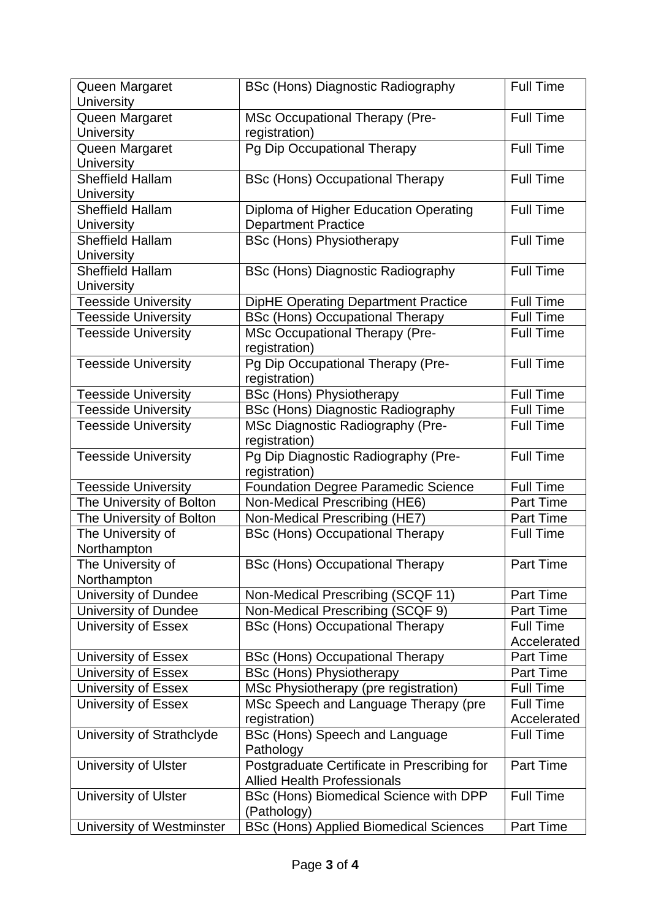| | | |
|---|---|---|
| Queen Margaret University | BSc (Hons) Diagnostic Radiography | Full Time |
| Queen Margaret University | MSc Occupational Therapy (Pre-registration) | Full Time |
| Queen Margaret University | Pg Dip Occupational Therapy | Full Time |
| Sheffield Hallam University | BSc (Hons) Occupational Therapy | Full Time |
| Sheffield Hallam University | Diploma of Higher Education Operating Department Practice | Full Time |
| Sheffield Hallam University | BSc (Hons) Physiotherapy | Full Time |
| Sheffield Hallam University | BSc (Hons) Diagnostic Radiography | Full Time |
| Teesside University | DipHE Operating Department Practice | Full Time |
| Teesside University | BSc (Hons) Occupational Therapy | Full Time |
| Teesside University | MSc Occupational Therapy (Pre-registration) | Full Time |
| Teesside University | Pg Dip Occupational Therapy (Pre-registration) | Full Time |
| Teesside University | BSc (Hons) Physiotherapy | Full Time |
| Teesside University | BSc (Hons) Diagnostic Radiography | Full Time |
| Teesside University | MSc Diagnostic Radiography (Pre-registration) | Full Time |
| Teesside University | Pg Dip Diagnostic Radiography (Pre-registration) | Full Time |
| Teesside University | Foundation Degree Paramedic Science | Full Time |
| The University of Bolton | Non-Medical Prescribing (HE6) | Part Time |
| The University of Bolton | Non-Medical Prescribing (HE7) | Part Time |
| The University of Northampton | BSc (Hons) Occupational Therapy | Full Time |
| The University of Northampton | BSc (Hons) Occupational Therapy | Part Time |
| University of Dundee | Non-Medical Prescribing (SCQF 11) | Part Time |
| University of Dundee | Non-Medical Prescribing (SCQF 9) | Part Time |
| University of Essex | BSc (Hons) Occupational Therapy | Full Time Accelerated |
| University of Essex | BSc (Hons) Occupational Therapy | Part Time |
| University of Essex | BSc (Hons) Physiotherapy | Part Time |
| University of Essex | MSc Physiotherapy (pre registration) | Full Time |
| University of Essex | MSc Speech and Language Therapy (pre registration) | Full Time Accelerated |
| University of Strathclyde | BSc (Hons) Speech and Language Pathology | Full Time |
| University of Ulster | Postgraduate Certificate in Prescribing for Allied Health Professionals | Part Time |
| University of Ulster | BSc (Hons) Biomedical Science with DPP (Pathology) | Full Time |
| University of Westminster | BSc (Hons) Applied Biomedical Sciences | Part Time |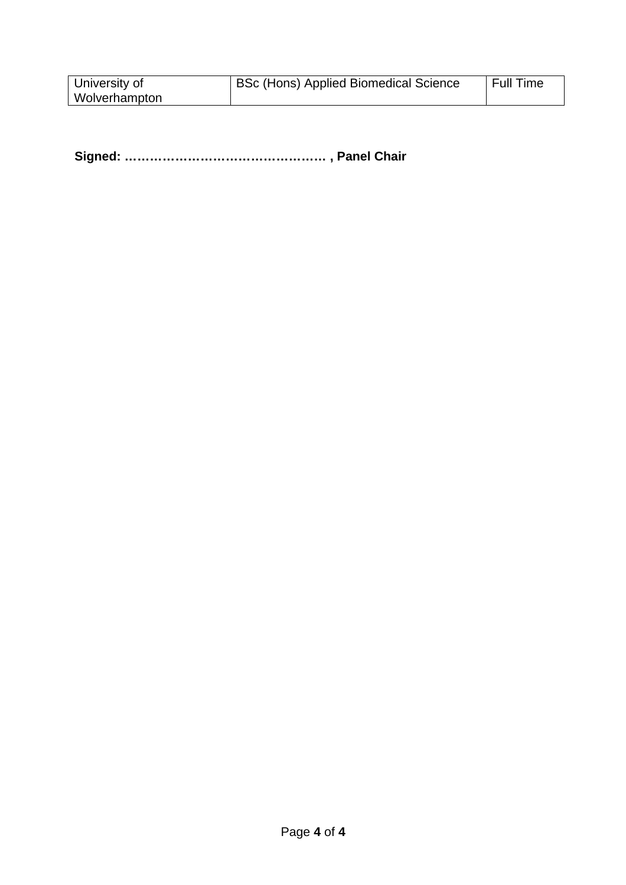| | | |
|---|---|---|
| University of Wolverhampton | BSc (Hons) Applied Biomedical Science | Full Time |

**Signed: ………………………………………… , Panel Chair**